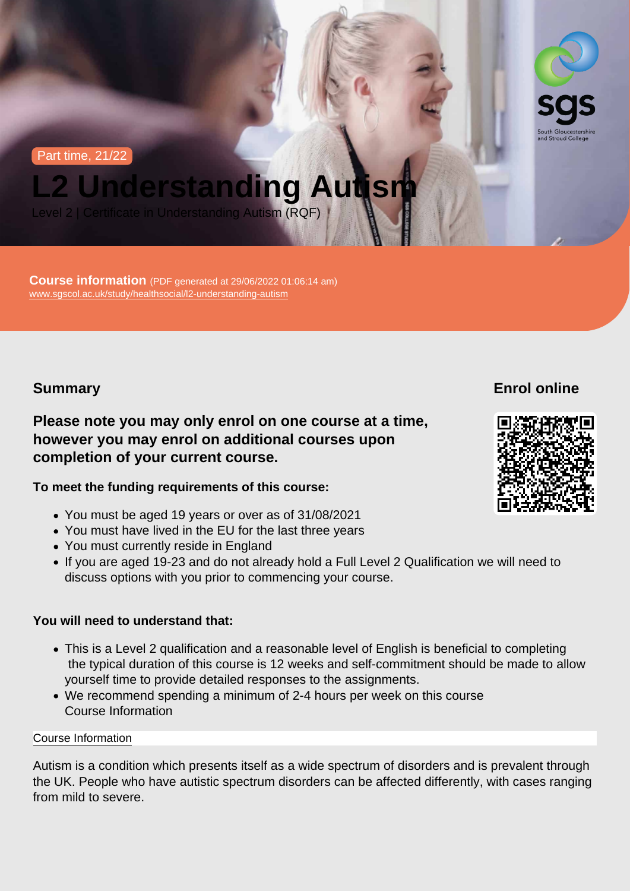Part time, 21/22

# L2 Understanding Autism

Level 2 | Certificate in Understanding Autism (RQF)

**Course information** (PDF generated at 29/06/2022 01:06:14 am)
www.sgscol.ac.uk/study/healthsocial/l2-understanding-autism

## Summary

### Please note you may only enrol on one course at a time, however you may enrol on additional courses upon completion of your current course.

**To meet the funding requirements of this course:**

- You must be aged 19 years or over as of 31/08/2021
- You must have lived in the EU for the last three years
- You must currently reside in England
- If you are aged 19-23 and do not already hold a Full Level 2 Qualification we will need to discuss options with you prior to commencing your course.

**You will need to understand that:**

- This is a Level 2 qualification and a reasonable level of English is beneficial to completing the typical duration of this course is 12 weeks and self-commitment should be made to allow yourself time to provide detailed responses to the assignments.
- We recommend spending a minimum of 2-4 hours per week on this course
  Course Information

## Enrol online

Course Information

Autism is a condition which presents itself as a wide spectrum of disorders and is prevalent through the UK. People who have autistic spectrum disorders can be affected differently, with cases ranging from mild to severe.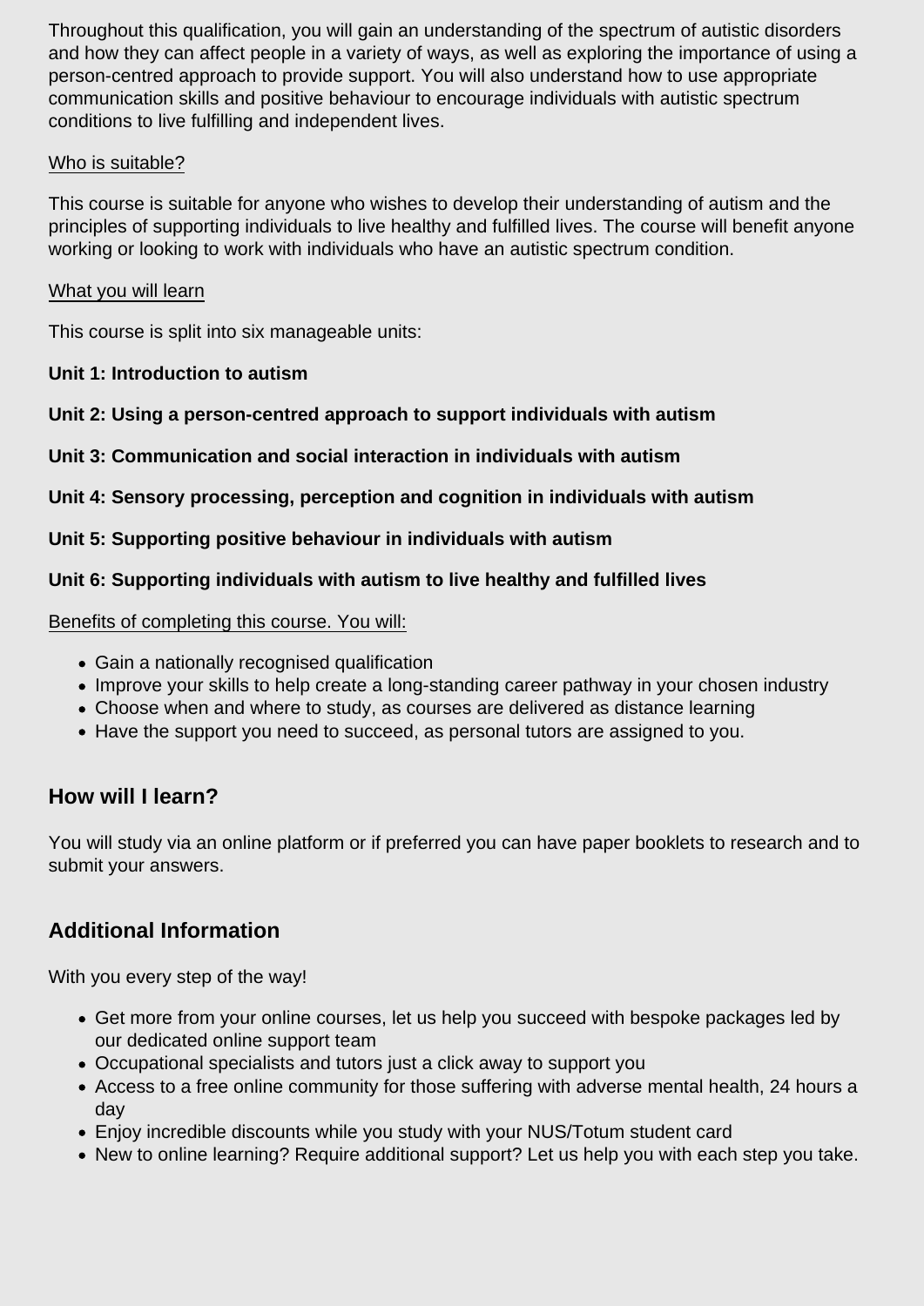Throughout this qualification, you will gain an understanding of the spectrum of autistic disorders and how they can affect people in a variety of ways, as well as exploring the importance of using a person-centred approach to provide support. You will also understand how to use appropriate communication skills and positive behaviour to encourage individuals with autistic spectrum conditions to live fulfilling and independent lives.

<u>Who is suitable?</u>

This course is suitable for anyone who wishes to develop their understanding of autism and the principles of supporting individuals to live healthy and fulfilled lives. The course will benefit anyone working or looking to work with individuals who have an autistic spectrum condition.

<u>What you will learn</u>

This course is split into six manageable units:

**Unit 1: Introduction to autism**

**Unit 2: Using a person-centred approach to support individuals with autism**

**Unit 3: Communication and social interaction in individuals with autism**

**Unit 4: Sensory processing, perception and cognition in individuals with autism**

**Unit 5: Supporting positive behaviour in individuals with autism**

**Unit 6: Supporting individuals with autism to live healthy and fulfilled lives**

<u>Benefits of completing this course. You will:</u>

- Gain a nationally recognised qualification
- Improve your skills to help create a long-standing career pathway in your chosen industry
- Choose when and where to study, as courses are delivered as distance learning
- Have the support you need to succeed, as personal tutors are assigned to you.

## How will I learn?

You will study via an online platform or if preferred you can have paper booklets to research and to submit your answers.

## Additional Information

With you every step of the way!

- Get more from your online courses, let us help you succeed with bespoke packages led by our dedicated online support team
- Occupational specialists and tutors just a click away to support you
- Access to a free online community for those suffering with adverse mental health, 24 hours a day
- Enjoy incredible discounts while you study with your NUS/Totum student card
- New to online learning? Require additional support? Let us help you with each step you take.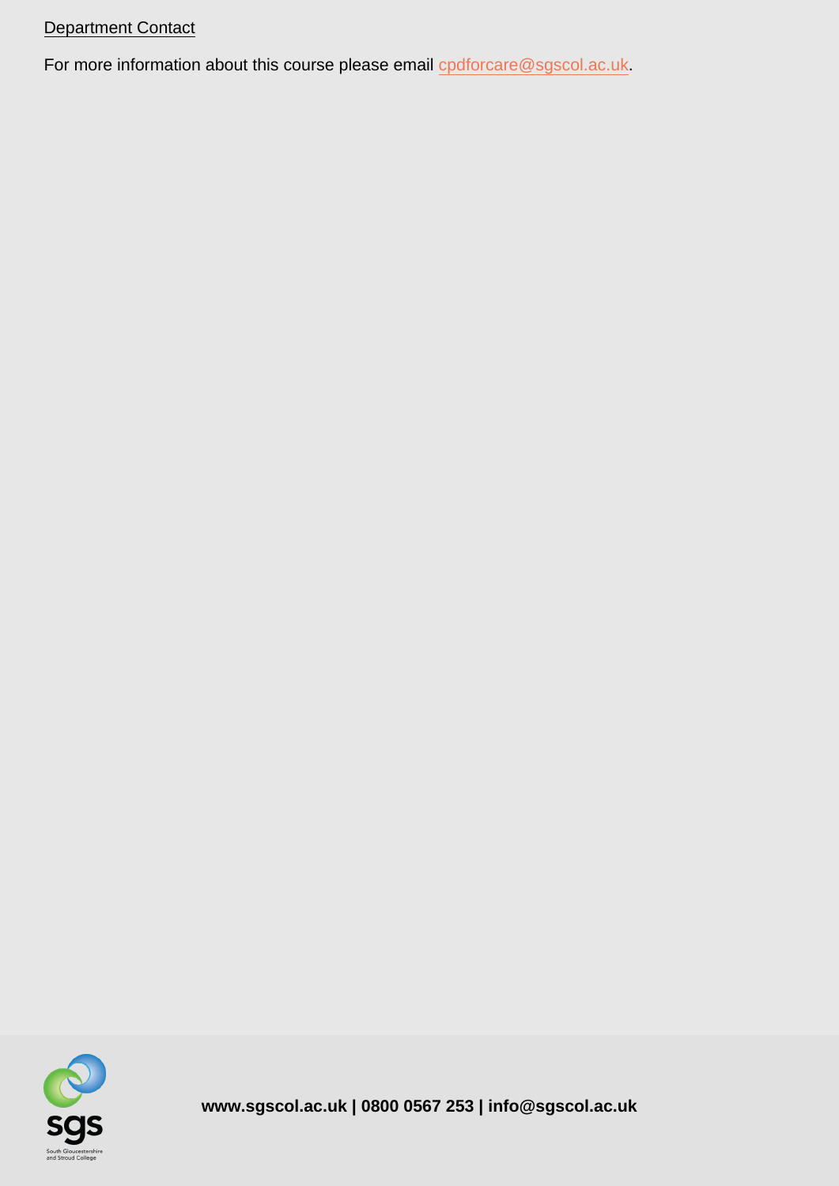Department Contact

For more information about this course please email cpdforcare@sgscol.ac.uk.

www.sgscol.ac.uk | 0800 0567 253 | info@sgscol.ac.uk